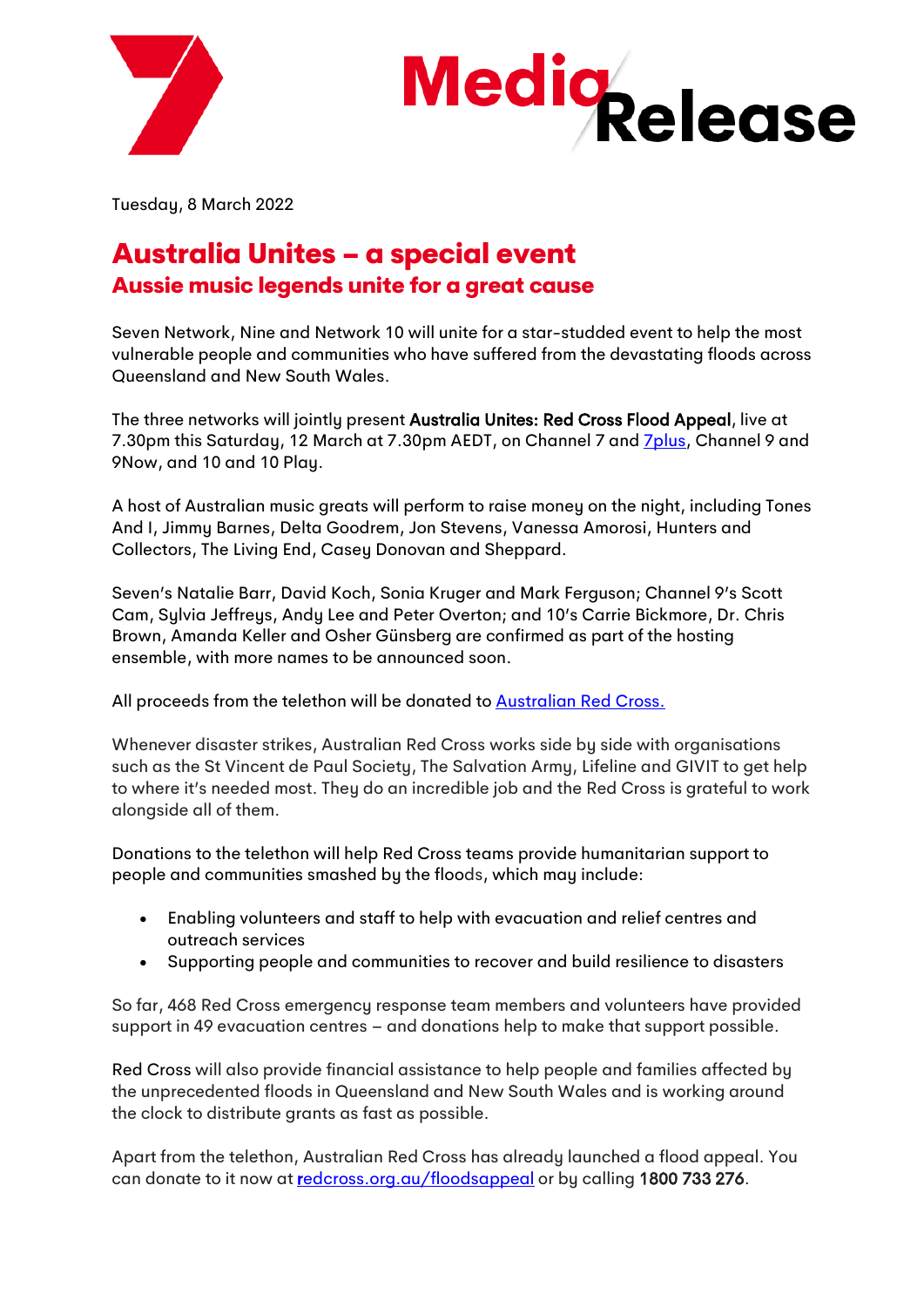Media Release

Tuesday, 8 March 2022

# Australia Unites – a special event

## Aussie music legends unite for a great cause

Seven Network, Nine and Network 10 will unite for a star-studded event to help the most vulnerable people and communities who have suffered from the devastating floods across Queensland and New South Wales.

The three networks will jointly present **Australia Unites: Red Cross Flood Appeal**, live at 7.30pm this Saturday, 12 March at 7.30pm AEDT, on Channel 7 and 7plus, Channel 9 and 9Now, and 10 and 10 Play.

A host of Australian music greats will perform to raise money on the night, including Tones And I, Jimmy Barnes, Delta Goodrem, Jon Stevens, Vanessa Amorosi, Hunters and Collectors, The Living End, Casey Donovan and Sheppard.

Seven's Natalie Barr, David Koch, Sonia Kruger and Mark Ferguson; Channel 9's Scott Cam, Sylvia Jeffreys, Andy Lee and Peter Overton; and 10's Carrie Bickmore, Dr. Chris Brown, Amanda Keller and Osher Günsberg are confirmed as part of the hosting ensemble, with more names to be announced soon.

All proceeds from the telethon will be donated to Australian Red Cross.

Whenever disaster strikes, Australian Red Cross works side by side with organisations such as the St Vincent de Paul Society, The Salvation Army, Lifeline and GIVIT to get help to where it's needed most. They do an incredible job and the Red Cross is grateful to work alongside all of them.

Donations to the telethon will help Red Cross teams provide humanitarian support to people and communities smashed by the floods, which may include:

- Enabling volunteers and staff to help with evacuation and relief centres and outreach services
- Supporting people and communities to recover and build resilience to disasters

So far, 468 Red Cross emergency response team members and volunteers have provided support in 49 evacuation centres – and donations help to make that support possible.

Red Cross will also provide financial assistance to help people and families affected by the unprecedented floods in Queensland and New South Wales and is working around the clock to distribute grants as fast as possible.

Apart from the telethon, Australian Red Cross has already launched a flood appeal. You can donate to it now at redcross.org.au/floodsappeal or by calling **1800 733 276**.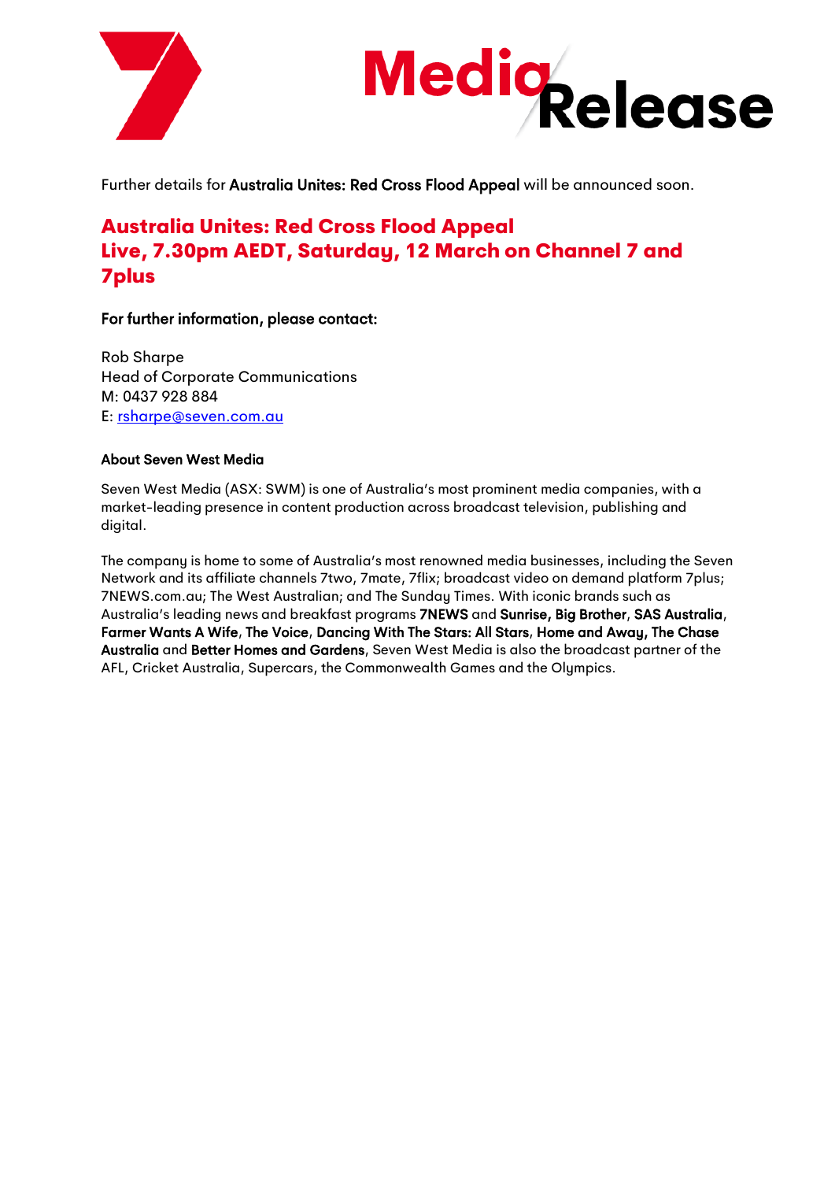Further details for **Australia Unites: Red Cross Flood Appeal** will be announced soon.

## Australia Unites: Red Cross Flood Appeal
## Live, 7.30pm AEDT, Saturday, 12 March on Channel 7 and 7plus

**For further information, please contact:**

Rob Sharpe
Head of Corporate Communications
M: 0437 928 884
E: rsharpe@seven.com.au

**About Seven West Media**

Seven West Media (ASX: SWM) is one of Australia's most prominent media companies, with a market-leading presence in content production across broadcast television, publishing and digital.

The company is home to some of Australia's most renowned media businesses, including the Seven Network and its affiliate channels 7two, 7mate, 7flix; broadcast video on demand platform 7plus; 7NEWS.com.au; The West Australian; and The Sunday Times. With iconic brands such as Australia's leading news and breakfast programs **7NEWS** and **Sunrise, Big Brother**, **SAS Australia**, **Farmer Wants A Wife**, **The Voice**, **Dancing With The Stars: All Stars**, **Home and Away, The Chase Australia** and **Better Homes and Gardens**, Seven West Media is also the broadcast partner of the AFL, Cricket Australia, Supercars, the Commonwealth Games and the Olympics.